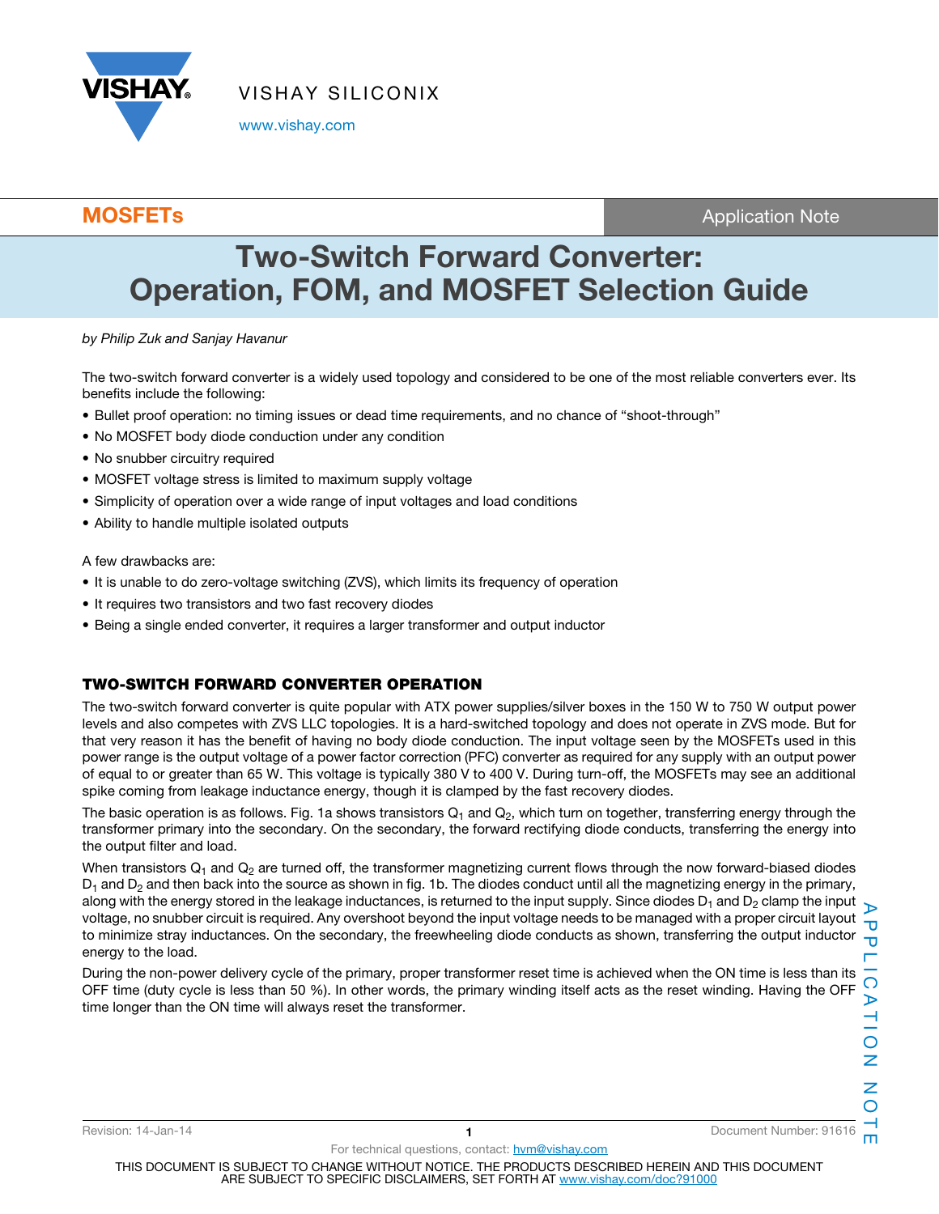MOSFETs

Application Note

# Two-Switch Forward Converter: Operation, FOM, and MOSFET Selection Guide

*by Philip Zuk and Sanjay Havanur*

The two-switch forward converter is a widely used topology and considered to be one of the most reliable converters ever. Its benefits include the following:

- Bullet proof operation: no timing issues or dead time requirements, and no chance of "shoot-through"
- No MOSFET body diode conduction under any condition
- No snubber circuitry required
- MOSFET voltage stress is limited to maximum supply voltage
- Simplicity of operation over a wide range of input voltages and load conditions
- Ability to handle multiple isolated outputs

A few drawbacks are:

- It is unable to do zero-voltage switching (ZVS), which limits its frequency of operation
- It requires two transistors and two fast recovery diodes
- Being a single ended converter, it requires a larger transformer and output inductor

## TWO-SWITCH FORWARD CONVERTER OPERATION

The two-switch forward converter is quite popular with ATX power supplies/silver boxes in the 150 W to 750 W output power levels and also competes with ZVS LLC topologies. It is a hard-switched topology and does not operate in ZVS mode. But for that very reason it has the benefit of having no body diode conduction. The input voltage seen by the MOSFETs used in this power range is the output voltage of a power factor correction (PFC) converter as required for any supply with an output power of equal to or greater than 65 W. This voltage is typically 380 V to 400 V. During turn-off, the MOSFETs may see an additional spike coming from leakage inductance energy, though it is clamped by the fast recovery diodes.

The basic operation is as follows. Fig. 1a shows transistors $Q_1$ and $Q_2$, which turn on together, transferring energy through the transformer primary into the secondary. On the secondary, the forward rectifying diode conducts, transferring the energy into the output filter and load.

When transistors $Q_1$ and $Q_2$ are turned off, the transformer magnetizing current flows through the now forward-biased diodes $D_1$ and $D_2$ and then back into the source as shown in fig. 1b. The diodes conduct until all the magnetizing energy in the primary, along with the energy stored in the leakage inductances, is returned to the input supply. Since diodes $D_1$ and $D_2$ clamp the input voltage, no snubber circuit is required. Any overshoot beyond the input voltage needs to be managed with a proper circuit layout to minimize stray inductances. On the secondary, the freewheeling diode conducts as shown, transferring the output inductor energy to the load.

During the non-power delivery cycle of the primary, proper transformer reset time is achieved when the ON time is less than its OFF time (duty cycle is less than 50 %). In other words, the primary winding itself acts as the reset winding. Having the OFF time longer than the ON time will always reset the transformer.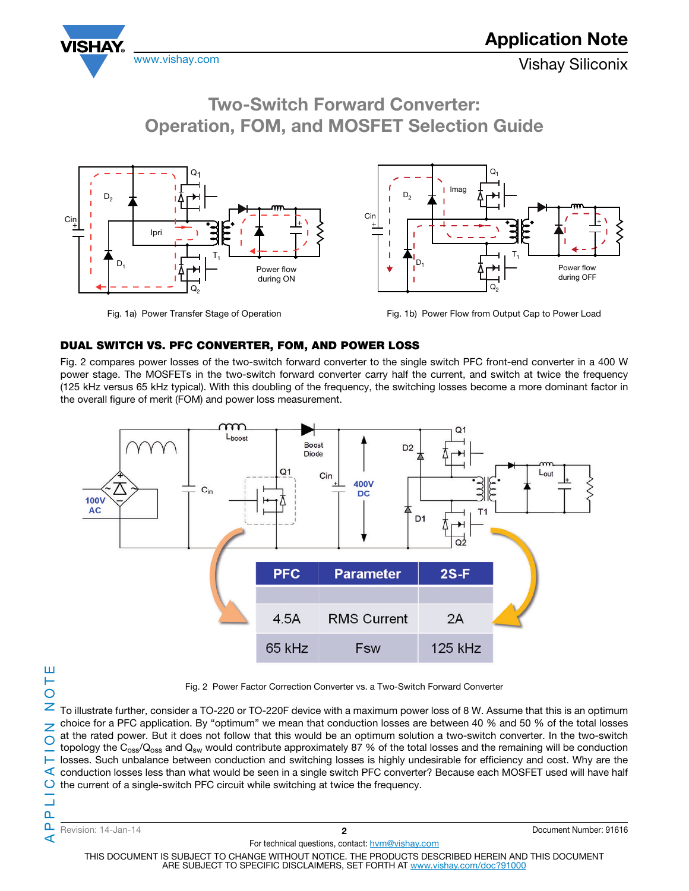Fig. 1a) Power Transfer Stage of Operation

Fig. 1b) Power Flow from Output Cap to Power Load

## DUAL SWITCH VS. PFC CONVERTER, FOM, AND POWER LOSS

Fig. 2 compares power losses of the two-switch forward converter to the single switch PFC front-end converter in a 400 W power stage. The MOSFETs in the two-switch forward converter carry half the current, and switch at twice the frequency (125 kHz versus 65 kHz typical). With this doubling of the frequency, the switching losses become a more dominant factor in the overall figure of merit (FOM) and power loss measurement.

| PFC | Parameter | 2S-F |
|---|---|---|
| | | |
| 4.5A | RMS Current | 2A |
| 65 kHz | Fsw | 125 kHz |

Fig. 2 Power Factor Correction Converter vs. a Two-Switch Forward Converter

To illustrate further, consider a TO-220 or TO-220F device with a maximum power loss of 8 W. Assume that this is an optimum choice for a PFC application. By "optimum" we mean that conduction losses are between 40 % and 50 % of the total losses at the rated power. But it does not follow that this would be an optimum solution a two-switch converter. In the two-switch topology the $C_{oss}/Q_{oss}$ and $Q_{sw}$ would contribute approximately 87 % of the total losses and the remaining will be conduction losses. Such unbalance between conduction and switching losses is highly undesirable for efficiency and cost. Why are the conduction losses less than what would be seen in a single switch PFC converter? Because each MOSFET used will have half the current of a single-switch PFC circuit while switching at twice the frequency.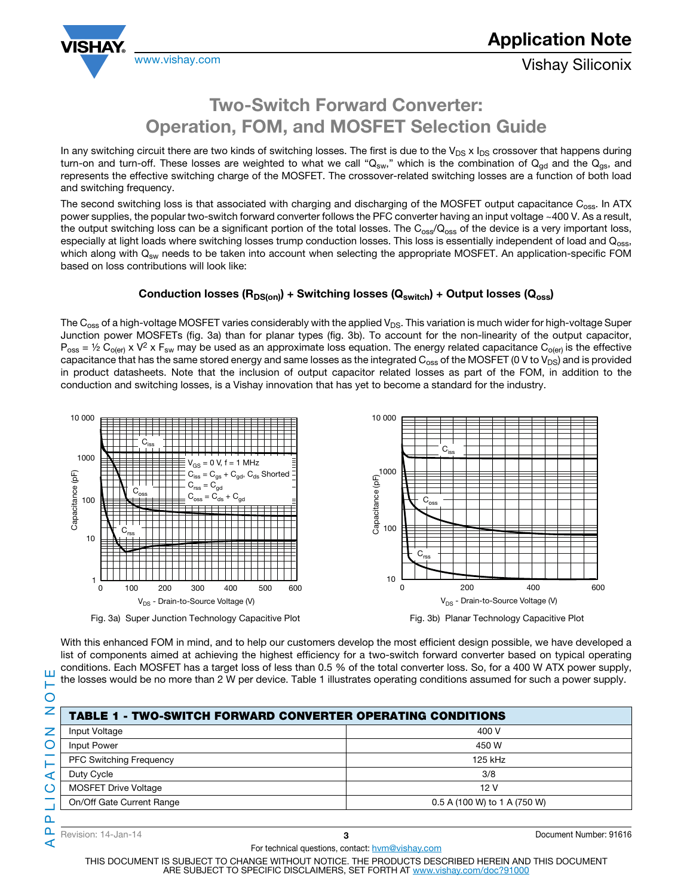# Two-Switch Forward Converter: Operation, FOM, and MOSFET Selection Guide

In any switching circuit there are two kinds of switching losses. The first is due to the $V_{DS}$ x $I_{DS}$ crossover that happens during turn-on and turn-off. These losses are weighted to what we call "$Q_{sw}$," which is the combination of $Q_{gd}$ and the $Q_{gs}$, and represents the effective switching charge of the MOSFET. The crossover-related switching losses are a function of both load and switching frequency.

The second switching loss is that associated with charging and discharging of the MOSFET output capacitance $C_{oss}$. In ATX power supplies, the popular two-switch forward converter follows the PFC converter having an input voltage ~400 V. As a result, the output switching loss can be a significant portion of the total losses. The $C_{oss}/Q_{oss}$ of the device is a very important loss, especially at light loads where switching losses trump conduction losses. This loss is essentially independent of load and $Q_{oss}$, which along with $Q_{sw}$ needs to be taken into account when selecting the appropriate MOSFET. An application-specific FOM based on loss contributions will look like:

**Conduction losses ($R_{DS(on)}$) + Switching losses ($Q_{switch}$) + Output losses ($Q_{oss}$)**

The $C_{oss}$ of a high-voltage MOSFET varies considerably with the applied $V_{DS}$. This variation is much wider for high-voltage Super Junction power MOSFETs (fig. 3a) than for planar types (fig. 3b). To account for the non-linearity of the output capacitor, $P_{oss} = ½\ C_{o(er)} \times V^2 \times F_{sw}$ may be used as an approximate loss equation. The energy related capacitance $C_{o(er)}$ is the effective capacitance that has the same stored energy and same losses as the integrated $C_{oss}$ of the MOSFET (0 V to $V_{DS}$) and is provided in product datasheets. Note that the inclusion of output capacitor related losses as part of the FOM, in addition to the conduction and switching losses, is a Vishay innovation that has yet to become a standard for the industry.

Fig. 3a) Super Junction Technology Capacitive Plot

Fig. 3b) Planar Technology Capacitive Plot

With this enhanced FOM in mind, and to help our customers develop the most efficient design possible, we have developed a list of components aimed at achieving the highest efficiency for a two-switch forward converter based on typical operating conditions. Each MOSFET has a target loss of less than 0.5 % of the total converter loss. So, for a 400 W ATX power supply, the losses would be no more than 2 W per device. Table 1 illustrates operating conditions assumed for such a power supply.

| TABLE 1 - TWO-SWITCH FORWARD CONVERTER OPERATING CONDITIONS | |
|---|---|
| Input Voltage | 400 V |
| Input Power | 450 W |
| PFC Switching Frequency | 125 kHz |
| Duty Cycle | 3/8 |
| MOSFET Drive Voltage | 12 V |
| On/Off Gate Current Range | 0.5 A (100 W) to 1 A (750 W) |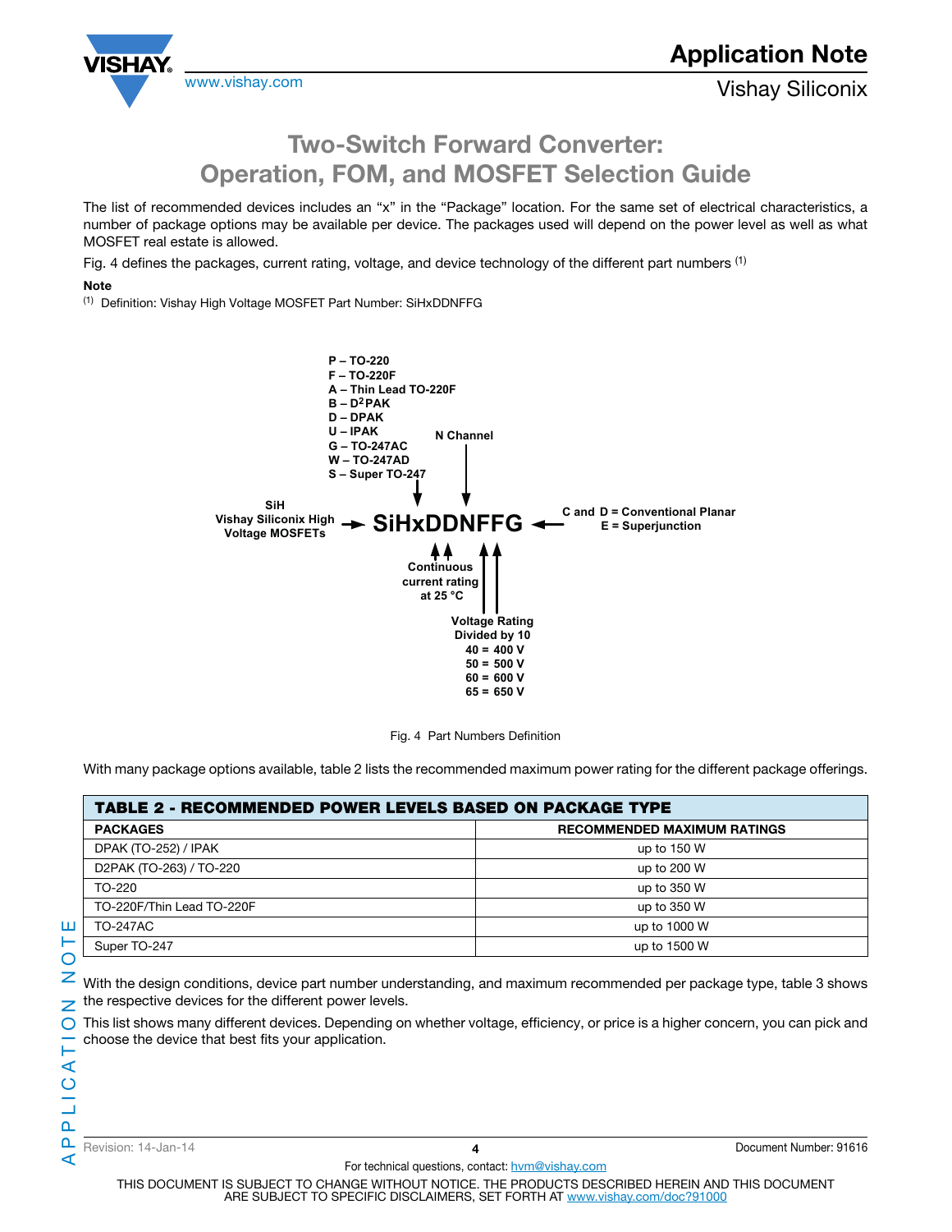# Two-Switch Forward Converter: Operation, FOM, and MOSFET Selection Guide

The list of recommended devices includes an "x" in the "Package" location. For the same set of electrical characteristics, a number of package options may be available per device. The packages used will depend on the power level as well as what MOSFET real estate is allowed.

Fig. 4 defines the packages, current rating, voltage, and device technology of the different part numbers [(1)]

**Note**

[(1)] Definition: Vishay High Voltage MOSFET Part Number: SiHxDDNFFG

**SiHxDDNFFG**

- SiH – Vishay Siliconix High Voltage MOSFETs
- x (package):
  - P – TO-220
  - F – TO-220F
  - A – Thin Lead TO-220F
  - B – D2PAK
  - D – DPAK
  - U – IPAK
  - G – TO-247AC
  - W – TO-247AD
  - S – Super TO-247
- DD – Continuous current rating at 25 °C
- N – N Channel
- FF – Voltage Rating Divided by 10
  - 40 = 400 V
  - 50 = 500 V
  - 60 = 600 V
  - 65 = 650 V
- G – C and D = Conventional Planar; E = Superjunction

Fig. 4 Part Numbers Definition

With many package options available, table 2 lists the recommended maximum power rating for the different package offerings.

**TABLE 2 - RECOMMENDED POWER LEVELS BASED ON PACKAGE TYPE**

| PACKAGES | RECOMMENDED MAXIMUM RATINGS |
|---|---|
| DPAK (TO-252) / IPAK | up to 150 W |
| D2PAK (TO-263) / TO-220 | up to 200 W |
| TO-220 | up to 350 W |
| TO-220F/Thin Lead TO-220F | up to 350 W |
| TO-247AC | up to 1000 W |
| Super TO-247 | up to 1500 W |

With the design conditions, device part number understanding, and maximum recommended per package type, table 3 shows the respective devices for the different power levels.

This list shows many different devices. Depending on whether voltage, efficiency, or price is a higher concern, you can pick and choose the device that best fits your application.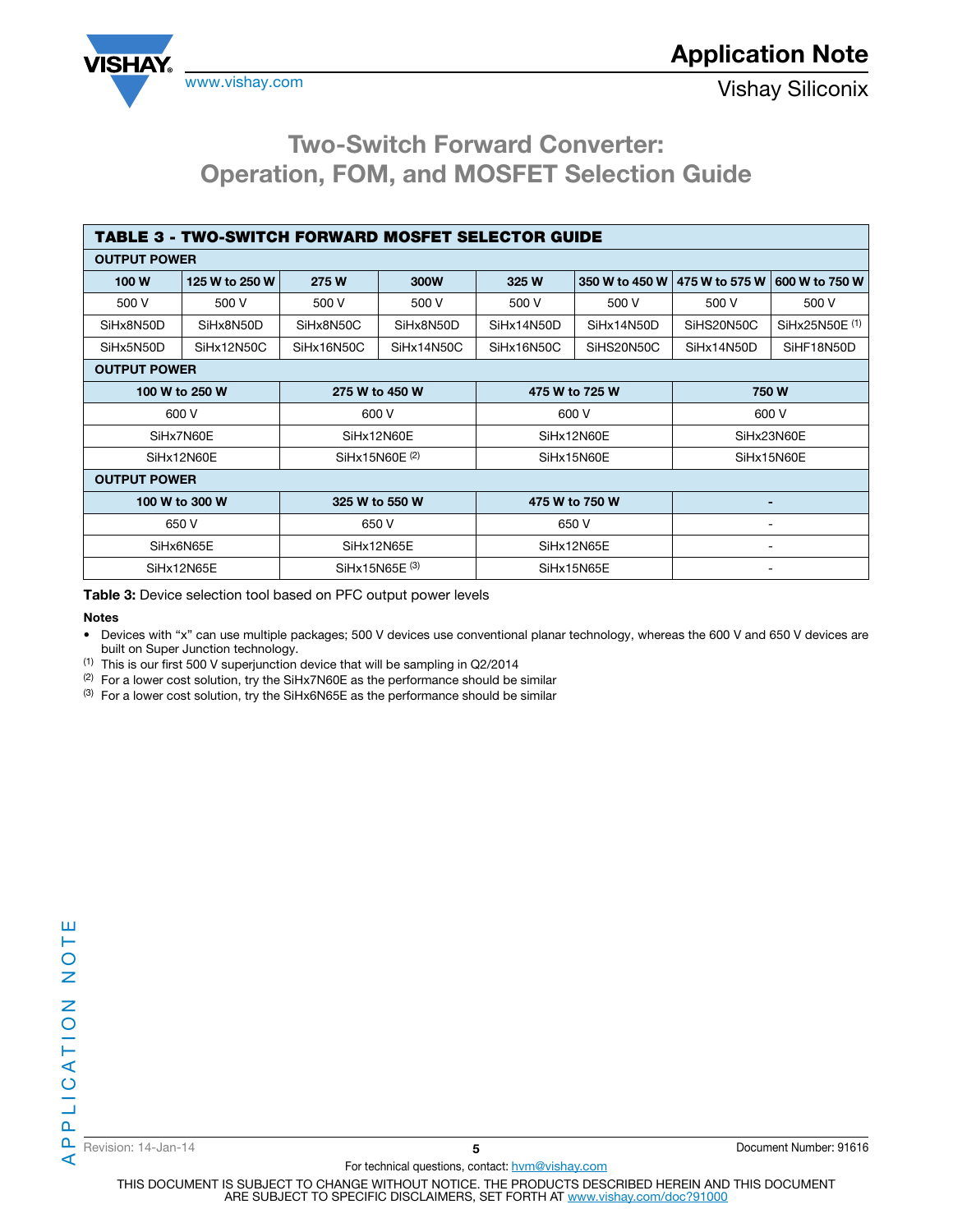# Two-Switch Forward Converter: Operation, FOM, and MOSFET Selection Guide

| TABLE 3 - TWO-SWITCH FORWARD MOSFET SELECTOR GUIDE | | | | | | | |
|---|---|---|---|---|---|---|---|
| **OUTPUT POWER** | | | | | | | |
| **100 W** | **125 W to 250 W** | **275 W** | **300W** | **325 W** | **350 W to 450 W** | **475 W to 575 W** | **600 W to 750 W** |
| 500 V | 500 V | 500 V | 500 V | 500 V | 500 V | 500 V | 500 V |
| SiHx8N50D | SiHx8N50D | SiHx8N50C | SiHx8N50D | SiHx14N50D | SiHx14N50D | SiHS20N50C | SiHx25N50E [(1)] |
| SiHx5N50D | SiHx12N50C | SiHx16N50C | SiHx14N50C | SiHx16N50C | SiHS20N50C | SiHx14N50D | SiHF18N50D |
| **OUTPUT POWER** | | | | | | | |
| **100 W to 250 W** | | **275 W to 450 W** | | **475 W to 725 W** | | **750 W** | |
| 600 V | | 600 V | | 600 V | | 600 V | |
| SiHx7N60E | | SiHx12N60E | | SiHx12N60E | | SiHx23N60E | |
| SiHx12N60E | | SiHx15N60E [(2)] | | SiHx15N60E | | SiHx15N60E | |
| **OUTPUT POWER** | | | | | | | |
| **100 W to 300 W** | | **325 W to 550 W** | | **475 W to 750 W** | | **-** | |
| 650 V | | 650 V | | 650 V | | - | |
| SiHx6N65E | | SiHx12N65E | | SiHx12N65E | | - | |
| SiHx12N65E | | SiHx15N65E [(3)] | | SiHx15N65E | | - | |

**Table 3:** Device selection tool based on PFC output power levels

**Notes**

- Devices with "x" can use multiple packages; 500 V devices use conventional planar technology, whereas the 600 V and 650 V devices are built on Super Junction technology.

(1) This is our first 500 V superjunction device that will be sampling in Q2/2014

(2) For a lower cost solution, try the SiHx7N60E as the performance should be similar

(3) For a lower cost solution, try the SiHx6N65E as the performance should be similar